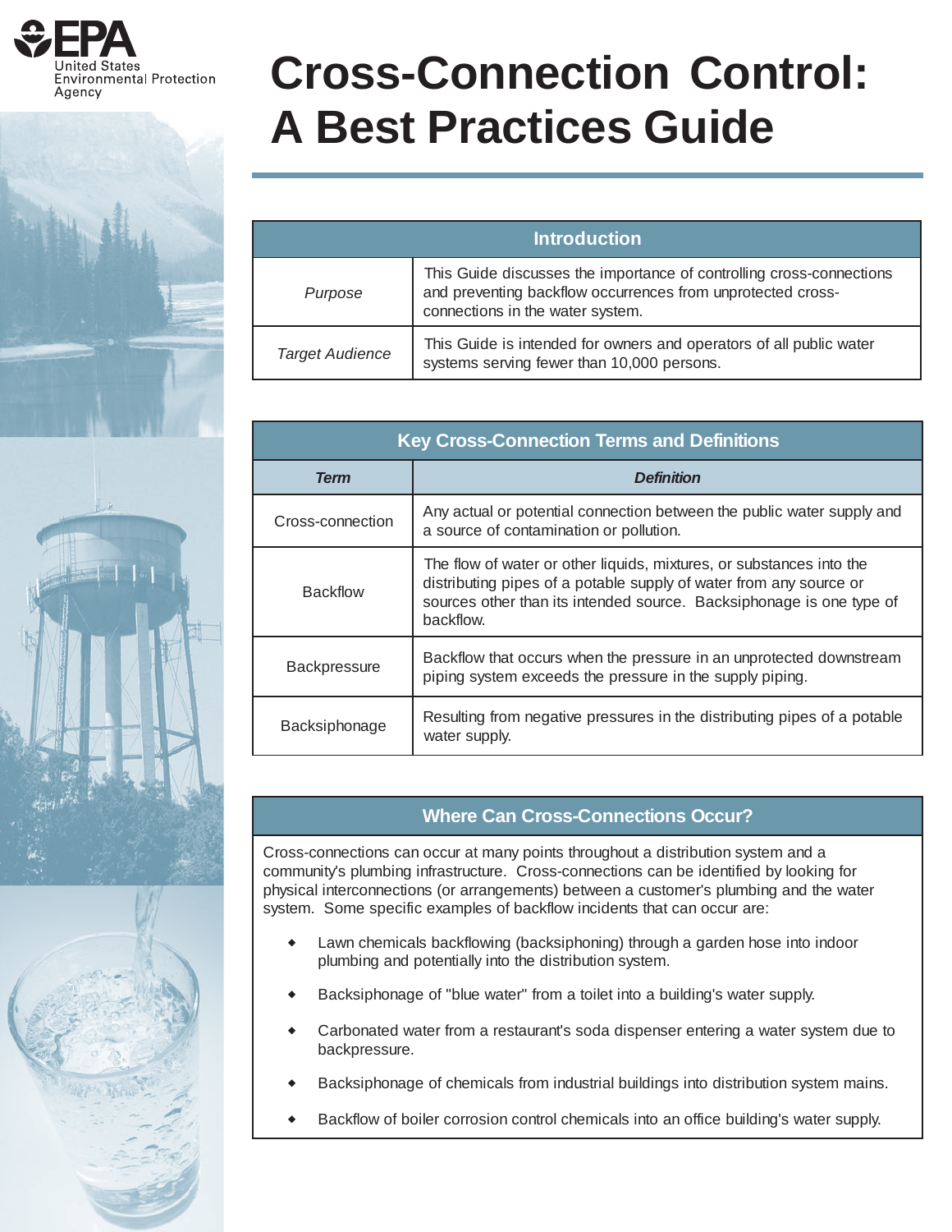# Cross-Connection Control: A Best Practices Guide

| Introduction | |
|---|---|
| *Purpose* | This Guide discusses the importance of controlling cross-connections and preventing backflow occurrences from unprotected cross-connections in the water system. |
| *Target Audience* | This Guide is intended for owners and operators of all public water systems serving fewer than 10,000 persons. |

## Key Cross-Connection Terms and Definitions

| ***Term*** | ***Definition*** |
|---|---|
| Cross-connection | Any actual or potential connection between the public water supply and a source of contamination or pollution. |
| Backflow | The flow of water or other liquids, mixtures, or substances into the distributing pipes of a potable supply of water from any source or sources other than its intended source. Backsiphonage is one type of backflow. |
| Backpressure | Backflow that occurs when the pressure in an unprotected downstream piping system exceeds the pressure in the supply piping. |
| Backsiphonage | Resulting from negative pressures in the distributing pipes of a potable water supply. |

## Where Can Cross-Connections Occur?

Cross-connections can occur at many points throughout a distribution system and a community's plumbing infrastructure. Cross-connections can be identified by looking for physical interconnections (or arrangements) between a customer's plumbing and the water system. Some specific examples of backflow incidents that can occur are:

- Lawn chemicals backflowing (backsiphoning) through a garden hose into indoor plumbing and potentially into the distribution system.
- Backsiphonage of "blue water" from a toilet into a building's water supply.
- Carbonated water from a restaurant's soda dispenser entering a water system due to backpressure.
- Backsiphonage of chemicals from industrial buildings into distribution system mains.
- Backflow of boiler corrosion control chemicals into an office building's water supply.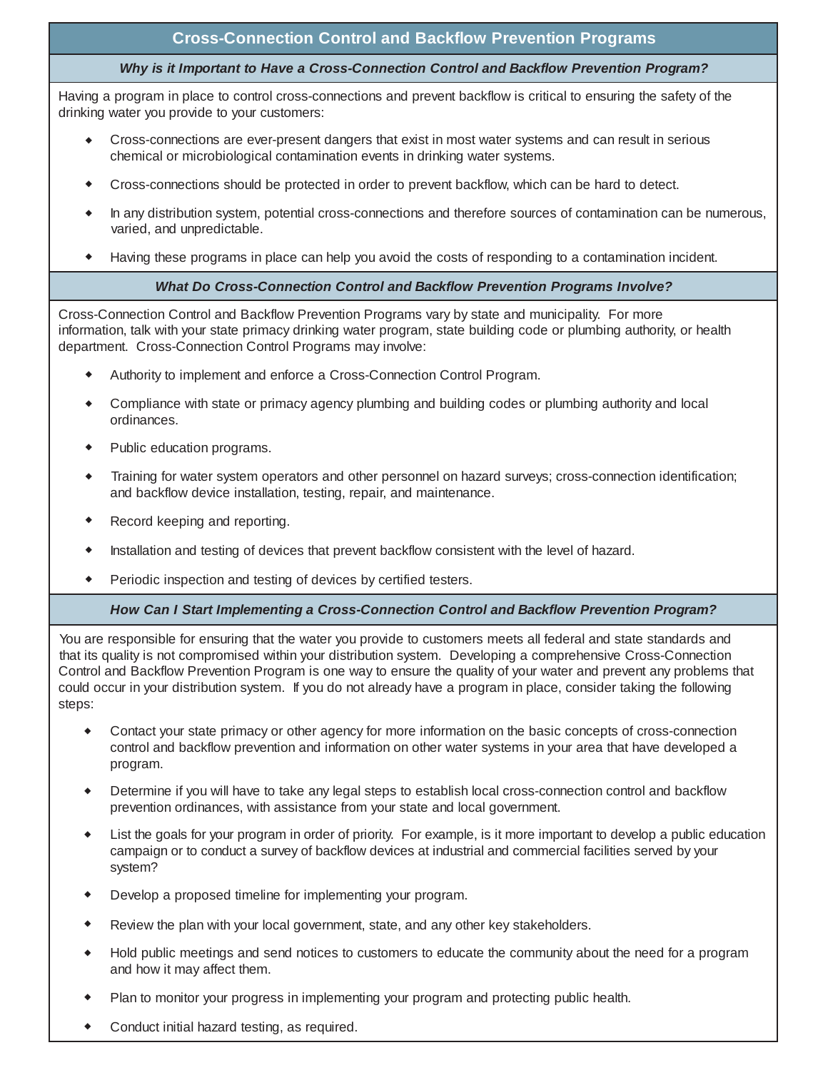# Cross-Connection Control and Backflow Prevention Programs

### *Why is it Important to Have a Cross-Connection Control and Backflow Prevention Program?*

Having a program in place to control cross-connections and prevent backflow is critical to ensuring the safety of the drinking water you provide to your customers:

- Cross-connections are ever-present dangers that exist in most water systems and can result in serious chemical or microbiological contamination events in drinking water systems.
- Cross-connections should be protected in order to prevent backflow, which can be hard to detect.
- In any distribution system, potential cross-connections and therefore sources of contamination can be numerous, varied, and unpredictable.
- Having these programs in place can help you avoid the costs of responding to a contamination incident.

### *What Do Cross-Connection Control and Backflow Prevention Programs Involve?*

Cross-Connection Control and Backflow Prevention Programs vary by state and municipality. For more information, talk with your state primacy drinking water program, state building code or plumbing authority, or health department. Cross-Connection Control Programs may involve:

- Authority to implement and enforce a Cross-Connection Control Program.
- Compliance with state or primacy agency plumbing and building codes or plumbing authority and local ordinances.
- Public education programs.
- Training for water system operators and other personnel on hazard surveys; cross-connection identification; and backflow device installation, testing, repair, and maintenance.
- Record keeping and reporting.
- Installation and testing of devices that prevent backflow consistent with the level of hazard.
- Periodic inspection and testing of devices by certified testers.

### *How Can I Start Implementing a Cross-Connection Control and Backflow Prevention Program?*

You are responsible for ensuring that the water you provide to customers meets all federal and state standards and that its quality is not compromised within your distribution system. Developing a comprehensive Cross-Connection Control and Backflow Prevention Program is one way to ensure the quality of your water and prevent any problems that could occur in your distribution system. If you do not already have a program in place, consider taking the following steps:

- Contact your state primacy or other agency for more information on the basic concepts of cross-connection control and backflow prevention and information on other water systems in your area that have developed a program.
- Determine if you will have to take any legal steps to establish local cross-connection control and backflow prevention ordinances, with assistance from your state and local government.
- List the goals for your program in order of priority. For example, is it more important to develop a public education campaign or to conduct a survey of backflow devices at industrial and commercial facilities served by your system?
- Develop a proposed timeline for implementing your program.
- Review the plan with your local government, state, and any other key stakeholders.
- Hold public meetings and send notices to customers to educate the community about the need for a program and how it may affect them.
- Plan to monitor your progress in implementing your program and protecting public health.
- Conduct initial hazard testing, as required.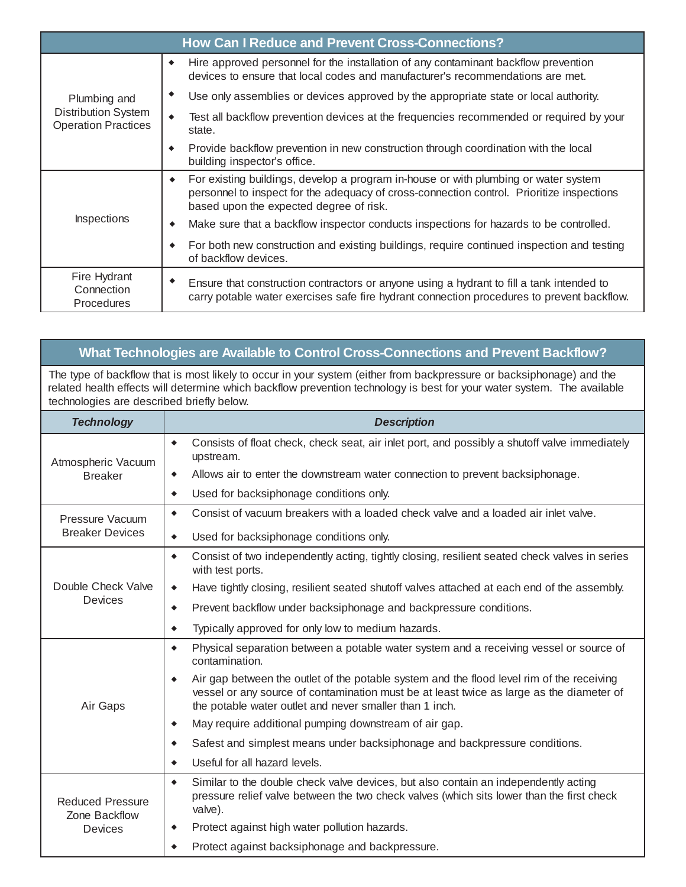| How Can I Reduce and Prevent Cross-Connections? | |
|---|---|
| Plumbing and Distribution System Operation Practices | ◆ Hire approved personnel for the installation of any contaminant backflow prevention devices to ensure that local codes and manufacturer's recommendations are met.<br>◆ Use only assemblies or devices approved by the appropriate state or local authority.<br>◆ Test all backflow prevention devices at the frequencies recommended or required by your state.<br>◆ Provide backflow prevention in new construction through coordination with the local building inspector's office. |
| Inspections | ◆ For existing buildings, develop a program in-house or with plumbing or water system personnel to inspect for the adequacy of cross-connection control. Prioritize inspections based upon the expected degree of risk.<br>◆ Make sure that a backflow inspector conducts inspections for hazards to be controlled.<br>◆ For both new construction and existing buildings, require continued inspection and testing of backflow devices. |
| Fire Hydrant Connection Procedures | ◆ Ensure that construction contractors or anyone using a hydrant to fill a tank intended to carry potable water exercises safe fire hydrant connection procedures to prevent backflow. |

## What Technologies are Available to Control Cross-Connections and Prevent Backflow?

The type of backflow that is most likely to occur in your system (either from backpressure or backsiphonage) and the related health effects will determine which backflow prevention technology is best for your water system. The available technologies are described briefly below.

| ***Technology*** | ***Description*** |
|---|---|
| Atmospheric Vacuum Breaker | ◆ Consists of float check, check seat, air inlet port, and possibly a shutoff valve immediately upstream.<br>◆ Allows air to enter the downstream water connection to prevent backsiphonage.<br>◆ Used for backsiphonage conditions only. |
| Pressure Vacuum Breaker Devices | ◆ Consist of vacuum breakers with a loaded check valve and a loaded air inlet valve.<br>◆ Used for backsiphonage conditions only. |
| Double Check Valve Devices | ◆ Consist of two independently acting, tightly closing, resilient seated check valves in series with test ports.<br>◆ Have tightly closing, resilient seated shutoff valves attached at each end of the assembly.<br>◆ Prevent backflow under backsiphonage and backpressure conditions.<br>◆ Typically approved for only low to medium hazards. |
| Air Gaps | ◆ Physical separation between a potable water system and a receiving vessel or source of contamination.<br>◆ Air gap between the outlet of the potable system and the flood level rim of the receiving vessel or any source of contamination must be at least twice as large as the diameter of the potable water outlet and never smaller than 1 inch.<br>◆ May require additional pumping downstream of air gap.<br>◆ Safest and simplest means under backsiphonage and backpressure conditions.<br>◆ Useful for all hazard levels. |
| Reduced Pressure Zone Backflow Devices | ◆ Similar to the double check valve devices, but also contain an independently acting pressure relief valve between the two check valves (which sits lower than the first check valve).<br>◆ Protect against high water pollution hazards.<br>◆ Protect against backsiphonage and backpressure. |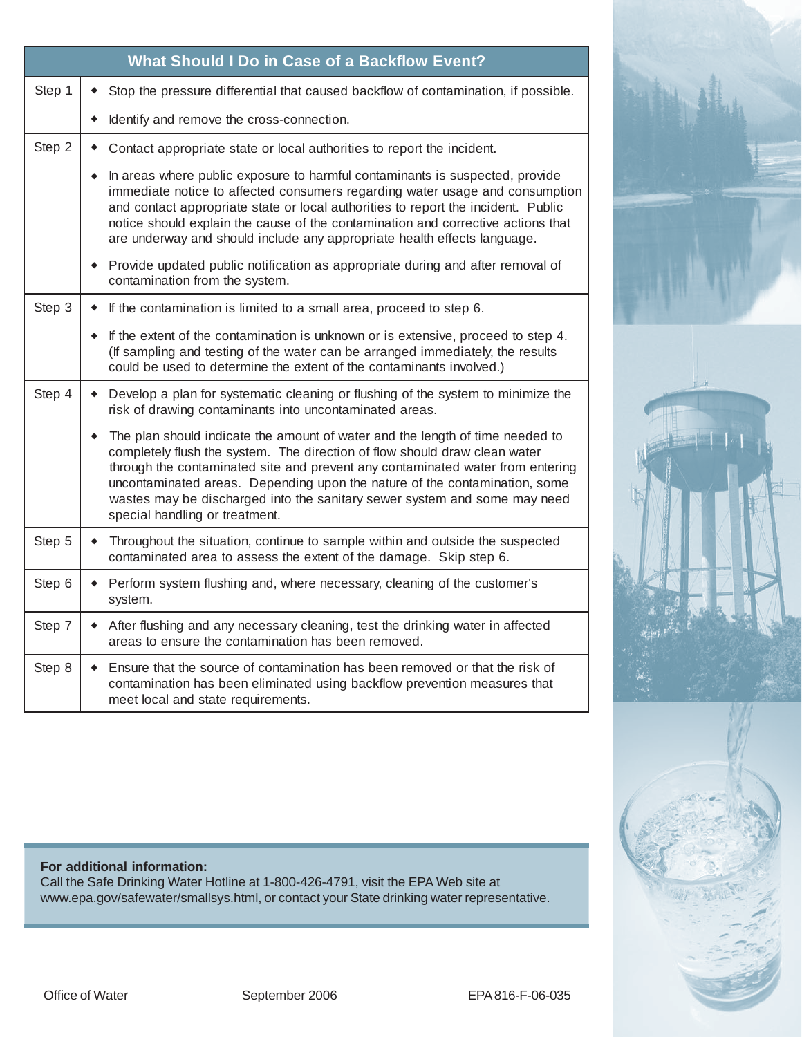| What Should I Do in Case of a Backflow Event? | |
|---|---|
| Step 1 | ◆ Stop the pressure differential that caused backflow of contamination, if possible.<br>◆ Identify and remove the cross-connection. |
| Step 2 | ◆ Contact appropriate state or local authorities to report the incident.<br>◆ In areas where public exposure to harmful contaminants is suspected, provide immediate notice to affected consumers regarding water usage and consumption and contact appropriate state or local authorities to report the incident. Public notice should explain the cause of the contamination and corrective actions that are underway and should include any appropriate health effects language.<br>◆ Provide updated public notification as appropriate during and after removal of contamination from the system. |
| Step 3 | ◆ If the contamination is limited to a small area, proceed to step 6.<br>◆ If the extent of the contamination is unknown or is extensive, proceed to step 4. (If sampling and testing of the water can be arranged immediately, the results could be used to determine the extent of the contaminants involved.) |
| Step 4 | ◆ Develop a plan for systematic cleaning or flushing of the system to minimize the risk of drawing contaminants into uncontaminated areas.<br>◆ The plan should indicate the amount of water and the length of time needed to completely flush the system. The direction of flow should draw clean water through the contaminated site and prevent any contaminated water from entering uncontaminated areas. Depending upon the nature of the contamination, some wastes may be discharged into the sanitary sewer system and some may need special handling or treatment. |
| Step 5 | ◆ Throughout the situation, continue to sample within and outside the suspected contaminated area to assess the extent of the damage. Skip step 6. |
| Step 6 | ◆ Perform system flushing and, where necessary, cleaning of the customer's system. |
| Step 7 | ◆ After flushing and any necessary cleaning, test the drinking water in affected areas to ensure the contamination has been removed. |
| Step 8 | ◆ Ensure that the source of contamination has been removed or that the risk of contamination has been eliminated using backflow prevention measures that meet local and state requirements. |

**For additional information:**
Call the Safe Drinking Water Hotline at 1-800-426-4791, visit the EPA Web site at www.epa.gov/safewater/smallsys.html, or contact your State drinking water representative.

Office of Water September 2006 EPA 816-F-06-035